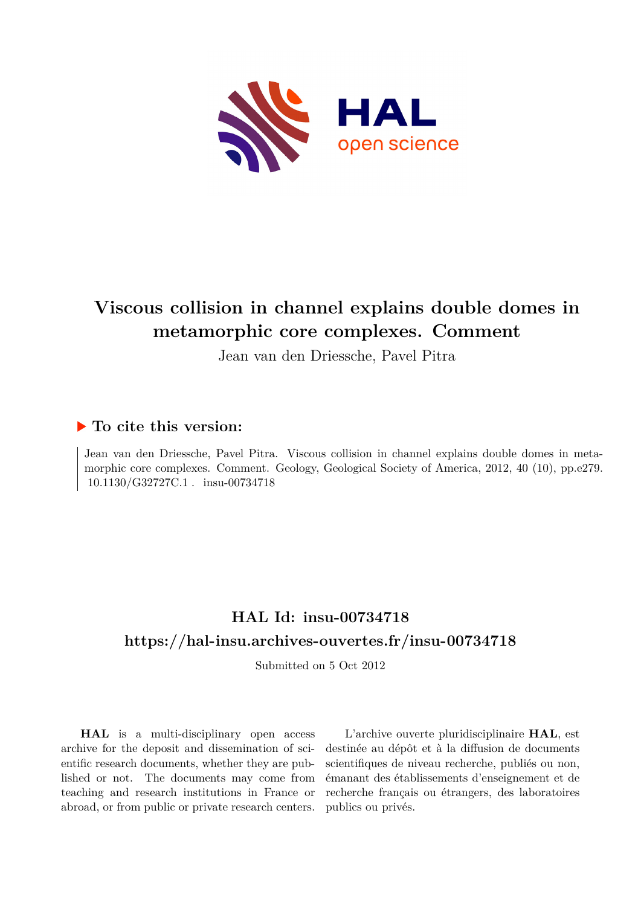# Viscous collision in channel explains double domes in metamorphic core complexes. Comment

Jean van den Driessche, Pavel Pitra

## ▶ To cite this version:

Jean van den Driessche, Pavel Pitra. Viscous collision in channel explains double domes in metamorphic core complexes. Comment. Geology, Geological Society of America, 2012, 40 (10), pp.e279. 10.1130/G32727C.1 . insu-00734718

## HAL Id: insu-00734718

## https://hal-insu.archives-ouvertes.fr/insu-00734718

Submitted on 5 Oct 2012

**HAL** is a multi-disciplinary open access archive for the deposit and dissemination of scientific research documents, whether they are published or not. The documents may come from teaching and research institutions in France or abroad, or from public or private research centers.

L'archive ouverte pluridisciplinaire **HAL**, est destinée au dépôt et à la diffusion de documents scientifiques de niveau recherche, publiés ou non, émanant des établissements d'enseignement et de recherche français ou étrangers, des laboratoires publics ou privés.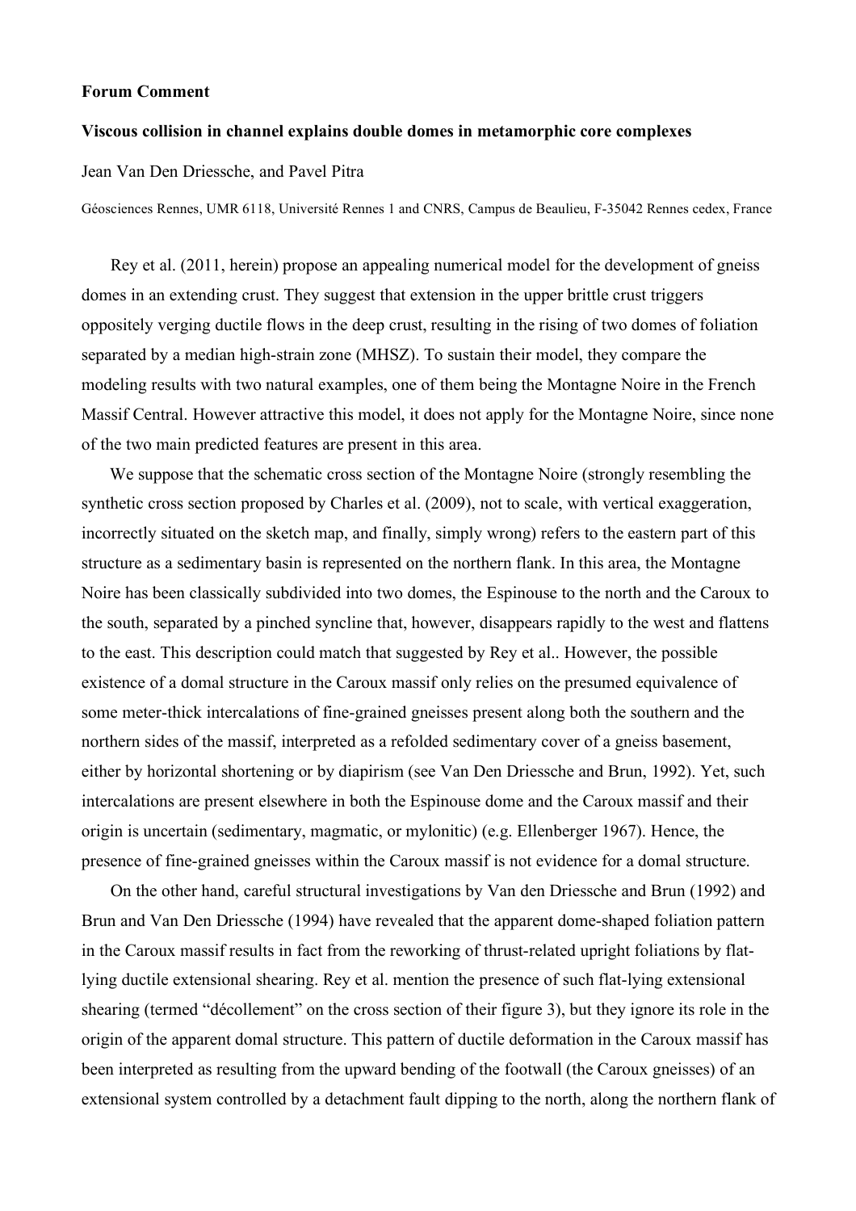**Forum Comment**

**Viscous collision in channel explains double domes in metamorphic core complexes**

Jean Van Den Driessche, and Pavel Pitra

Géosciences Rennes, UMR 6118, Université Rennes 1 and CNRS, Campus de Beaulieu, F-35042 Rennes cedex, France

Rey et al. (2011, herein) propose an appealing numerical model for the development of gneiss domes in an extending crust. They suggest that extension in the upper brittle crust triggers oppositely verging ductile flows in the deep crust, resulting in the rising of two domes of foliation separated by a median high-strain zone (MHSZ). To sustain their model, they compare the modeling results with two natural examples, one of them being the Montagne Noire in the French Massif Central. However attractive this model, it does not apply for the Montagne Noire, since none of the two main predicted features are present in this area.

We suppose that the schematic cross section of the Montagne Noire (strongly resembling the synthetic cross section proposed by Charles et al. (2009), not to scale, with vertical exaggeration, incorrectly situated on the sketch map, and finally, simply wrong) refers to the eastern part of this structure as a sedimentary basin is represented on the northern flank. In this area, the Montagne Noire has been classically subdivided into two domes, the Espinouse to the north and the Caroux to the south, separated by a pinched syncline that, however, disappears rapidly to the west and flattens to the east. This description could match that suggested by Rey et al.. However, the possible existence of a domal structure in the Caroux massif only relies on the presumed equivalence of some meter-thick intercalations of fine-grained gneisses present along both the southern and the northern sides of the massif, interpreted as a refolded sedimentary cover of a gneiss basement, either by horizontal shortening or by diapirism (see Van Den Driessche and Brun, 1992). Yet, such intercalations are present elsewhere in both the Espinouse dome and the Caroux massif and their origin is uncertain (sedimentary, magmatic, or mylonitic) (e.g. Ellenberger 1967). Hence, the presence of fine-grained gneisses within the Caroux massif is not evidence for a domal structure.

On the other hand, careful structural investigations by Van den Driessche and Brun (1992) and Brun and Van Den Driessche (1994) have revealed that the apparent dome-shaped foliation pattern in the Caroux massif results in fact from the reworking of thrust-related upright foliations by flat-lying ductile extensional shearing. Rey et al. mention the presence of such flat-lying extensional shearing (termed "décollement" on the cross section of their figure 3), but they ignore its role in the origin of the apparent domal structure. This pattern of ductile deformation in the Caroux massif has been interpreted as resulting from the upward bending of the footwall (the Caroux gneisses) of an extensional system controlled by a detachment fault dipping to the north, along the northern flank of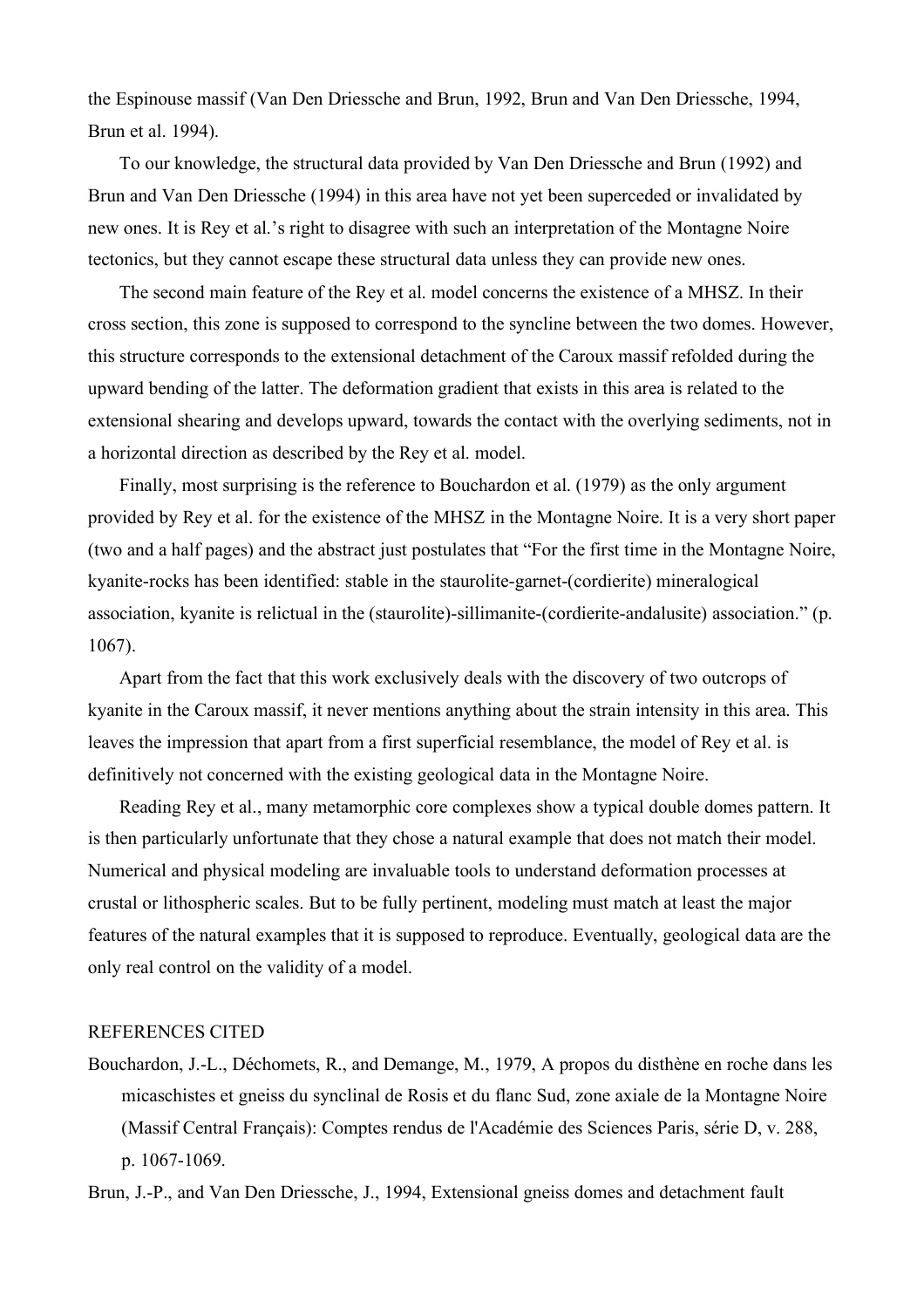the Espinouse massif (Van Den Driessche and Brun, 1992, Brun and Van Den Driessche, 1994, Brun et al. 1994).

To our knowledge, the structural data provided by Van Den Driessche and Brun (1992) and Brun and Van Den Driessche (1994) in this area have not yet been superceded or invalidated by new ones. It is Rey et al.'s right to disagree with such an interpretation of the Montagne Noire tectonics, but they cannot escape these structural data unless they can provide new ones.

The second main feature of the Rey et al. model concerns the existence of a MHSZ. In their cross section, this zone is supposed to correspond to the syncline between the two domes. However, this structure corresponds to the extensional detachment of the Caroux massif refolded during the upward bending of the latter. The deformation gradient that exists in this area is related to the extensional shearing and develops upward, towards the contact with the overlying sediments, not in a horizontal direction as described by the Rey et al. model.

Finally, most surprising is the reference to Bouchardon et al. (1979) as the only argument provided by Rey et al. for the existence of the MHSZ in the Montagne Noire. It is a very short paper (two and a half pages) and the abstract just postulates that "For the first time in the Montagne Noire, kyanite-rocks has been identified: stable in the staurolite-garnet-(cordierite) mineralogical association, kyanite is relictual in the (staurolite)-sillimanite-(cordierite-andalusite) association." (p. 1067).

Apart from the fact that this work exclusively deals with the discovery of two outcrops of kyanite in the Caroux massif, it never mentions anything about the strain intensity in this area. This leaves the impression that apart from a first superficial resemblance, the model of Rey et al. is definitively not concerned with the existing geological data in the Montagne Noire.

Reading Rey et al., many metamorphic core complexes show a typical double domes pattern. It is then particularly unfortunate that they chose a natural example that does not match their model. Numerical and physical modeling are invaluable tools to understand deformation processes at crustal or lithospheric scales. But to be fully pertinent, modeling must match at least the major features of the natural examples that it is supposed to reproduce. Eventually, geological data are the only real control on the validity of a model.

## REFERENCES CITED

Bouchardon, J.-L., Déchomets, R., and Demange, M., 1979, A propos du disthène en roche dans les micaschistes et gneiss du synclinal de Rosis et du flanc Sud, zone axiale de la Montagne Noire (Massif Central Français): Comptes rendus de l'Académie des Sciences Paris, série D, v. 288, p. 1067-1069.

Brun, J.-P., and Van Den Driessche, J., 1994, Extensional gneiss domes and detachment fault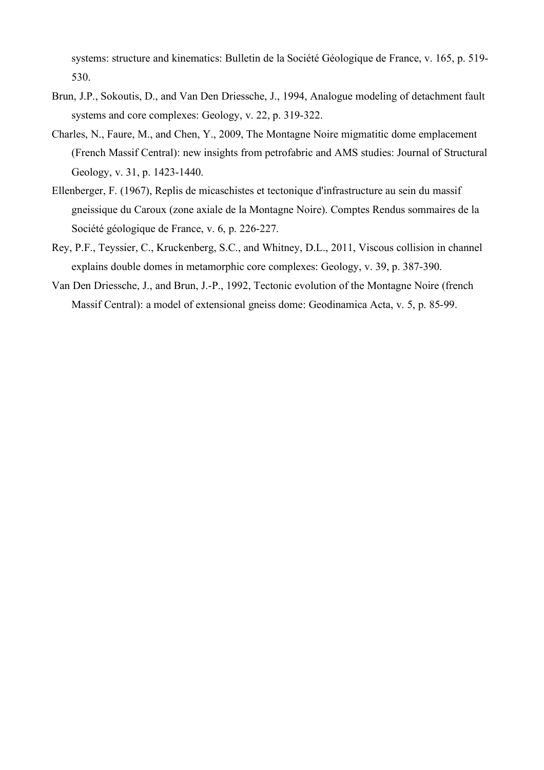systems: structure and kinematics: Bulletin de la Société Géologique de France, v. 165, p. 519-530.

Brun, J.P., Sokoutis, D., and Van Den Driessche, J., 1994, Analogue modeling of detachment fault systems and core complexes: Geology, v. 22, p. 319-322.

Charles, N., Faure, M., and Chen, Y., 2009, The Montagne Noire migmatitic dome emplacement (French Massif Central): new insights from petrofabric and AMS studies: Journal of Structural Geology, v. 31, p. 1423-1440.

Ellenberger, F. (1967), Replis de micaschistes et tectonique d'infrastructure au sein du massif gneissique du Caroux (zone axiale de la Montagne Noire). Comptes Rendus sommaires de la Société géologique de France, v. 6, p. 226-227.

Rey, P.F., Teyssier, C., Kruckenberg, S.C., and Whitney, D.L., 2011, Viscous collision in channel explains double domes in metamorphic core complexes: Geology, v. 39, p. 387-390.

Van Den Driessche, J., and Brun, J.-P., 1992, Tectonic evolution of the Montagne Noire (french Massif Central): a model of extensional gneiss dome: Geodinamica Acta, v. 5, p. 85-99.